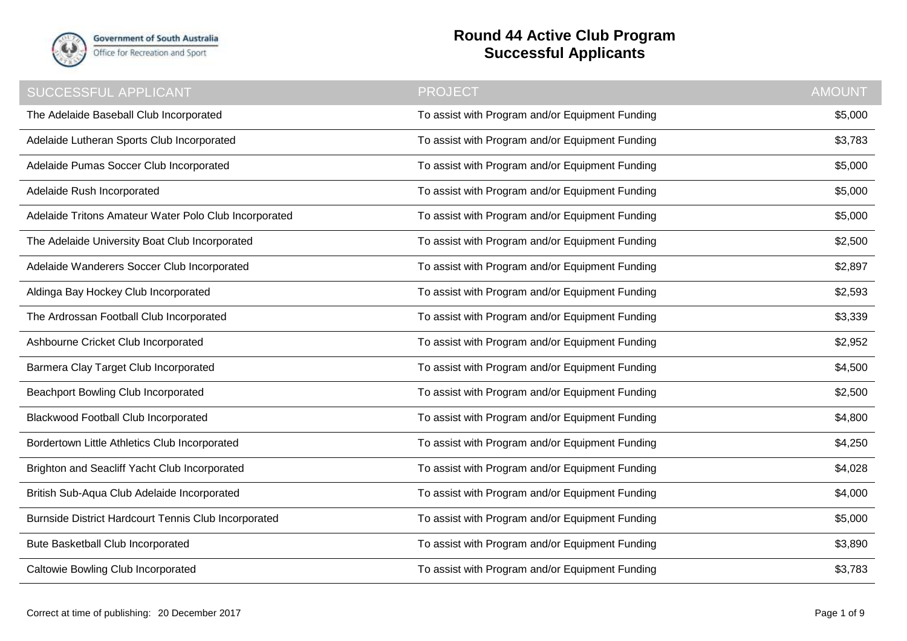Government of South Australia
Office for Recreation and Sport

# Round 44 Active Club Program
## Successful Applicants

| SUCCESSFUL APPLICANT | PROJECT | AMOUNT |
|---|---|---|
| The Adelaide Baseball Club Incorporated | To assist with Program and/or Equipment Funding | $5,000 |
| Adelaide Lutheran Sports Club Incorporated | To assist with Program and/or Equipment Funding | $3,783 |
| Adelaide Pumas Soccer Club Incorporated | To assist with Program and/or Equipment Funding | $5,000 |
| Adelaide Rush Incorporated | To assist with Program and/or Equipment Funding | $5,000 |
| Adelaide Tritons Amateur Water Polo Club Incorporated | To assist with Program and/or Equipment Funding | $5,000 |
| The Adelaide University Boat Club Incorporated | To assist with Program and/or Equipment Funding | $2,500 |
| Adelaide Wanderers Soccer Club Incorporated | To assist with Program and/or Equipment Funding | $2,897 |
| Aldinga Bay Hockey Club Incorporated | To assist with Program and/or Equipment Funding | $2,593 |
| The Ardrossan Football Club Incorporated | To assist with Program and/or Equipment Funding | $3,339 |
| Ashbourne Cricket Club Incorporated | To assist with Program and/or Equipment Funding | $2,952 |
| Barmera Clay Target Club Incorporated | To assist with Program and/or Equipment Funding | $4,500 |
| Beachport Bowling Club Incorporated | To assist with Program and/or Equipment Funding | $2,500 |
| Blackwood Football Club Incorporated | To assist with Program and/or Equipment Funding | $4,800 |
| Bordertown Little Athletics Club Incorporated | To assist with Program and/or Equipment Funding | $4,250 |
| Brighton and Seacliff Yacht Club Incorporated | To assist with Program and/or Equipment Funding | $4,028 |
| British Sub-Aqua Club Adelaide Incorporated | To assist with Program and/or Equipment Funding | $4,000 |
| Burnside District Hardcourt Tennis Club Incorporated | To assist with Program and/or Equipment Funding | $5,000 |
| Bute Basketball Club Incorporated | To assist with Program and/or Equipment Funding | $3,890 |
| Caltowie Bowling Club Incorporated | To assist with Program and/or Equipment Funding | $3,783 |

Correct at time of publishing: 20 December 2017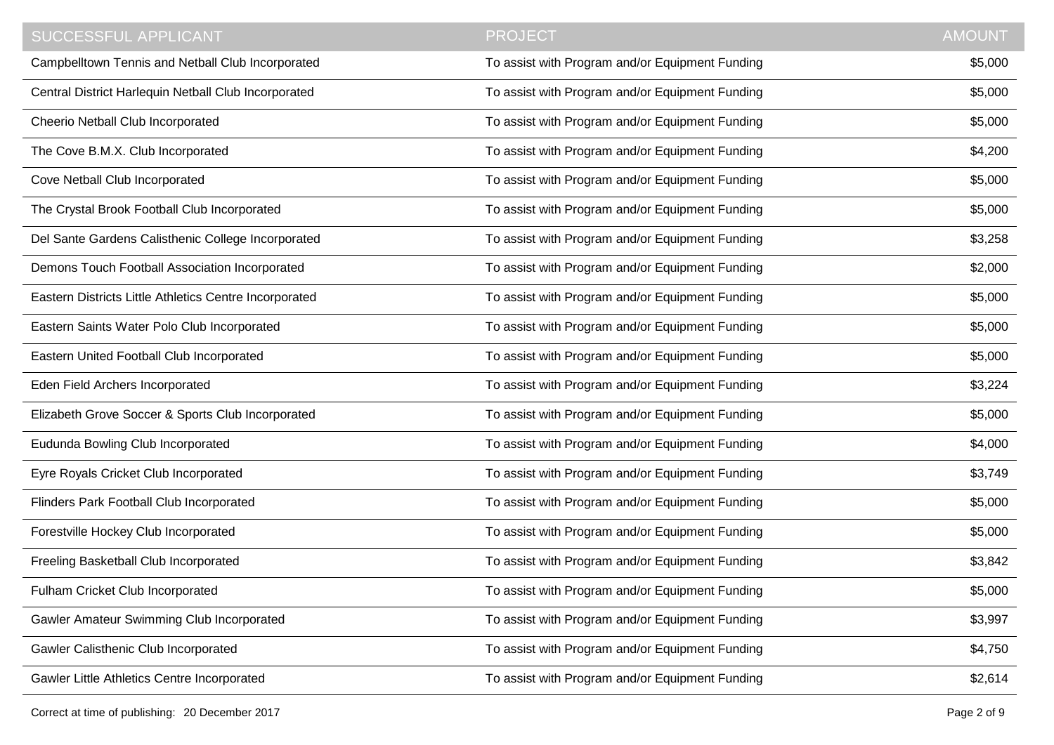| SUCCESSFUL APPLICANT | PROJECT | AMOUNT |
| --- | --- | --- |
| Campbelltown Tennis and Netball Club Incorporated | To assist with Program and/or Equipment Funding | $5,000 |
| Central District Harlequin Netball Club Incorporated | To assist with Program and/or Equipment Funding | $5,000 |
| Cheerio Netball Club Incorporated | To assist with Program and/or Equipment Funding | $5,000 |
| The Cove B.M.X. Club Incorporated | To assist with Program and/or Equipment Funding | $4,200 |
| Cove Netball Club Incorporated | To assist with Program and/or Equipment Funding | $5,000 |
| The Crystal Brook Football Club Incorporated | To assist with Program and/or Equipment Funding | $5,000 |
| Del Sante Gardens Calisthenic College Incorporated | To assist with Program and/or Equipment Funding | $3,258 |
| Demons Touch Football Association Incorporated | To assist with Program and/or Equipment Funding | $2,000 |
| Eastern Districts Little Athletics Centre Incorporated | To assist with Program and/or Equipment Funding | $5,000 |
| Eastern Saints Water Polo Club Incorporated | To assist with Program and/or Equipment Funding | $5,000 |
| Eastern United Football Club Incorporated | To assist with Program and/or Equipment Funding | $5,000 |
| Eden Field Archers Incorporated | To assist with Program and/or Equipment Funding | $3,224 |
| Elizabeth Grove Soccer & Sports Club Incorporated | To assist with Program and/or Equipment Funding | $5,000 |
| Eudunda Bowling Club Incorporated | To assist with Program and/or Equipment Funding | $4,000 |
| Eyre Royals Cricket Club Incorporated | To assist with Program and/or Equipment Funding | $3,749 |
| Flinders Park Football Club Incorporated | To assist with Program and/or Equipment Funding | $5,000 |
| Forestville Hockey Club Incorporated | To assist with Program and/or Equipment Funding | $5,000 |
| Freeling Basketball Club Incorporated | To assist with Program and/or Equipment Funding | $3,842 |
| Fulham Cricket Club Incorporated | To assist with Program and/or Equipment Funding | $5,000 |
| Gawler Amateur Swimming Club Incorporated | To assist with Program and/or Equipment Funding | $3,997 |
| Gawler Calisthenic Club Incorporated | To assist with Program and/or Equipment Funding | $4,750 |
| Gawler Little Athletics Centre Incorporated | To assist with Program and/or Equipment Funding | $2,614 |

Correct at time of publishing: 20 December 2017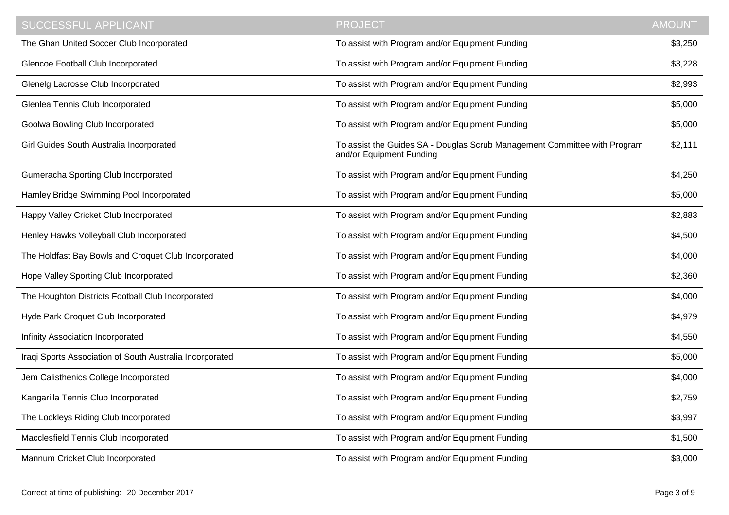| SUCCESSFUL APPLICANT | PROJECT | AMOUNT |
| --- | --- | --- |
| The Ghan United Soccer Club Incorporated | To assist with Program and/or Equipment Funding | $3,250 |
| Glencoe Football Club Incorporated | To assist with Program and/or Equipment Funding | $3,228 |
| Glenelg Lacrosse Club Incorporated | To assist with Program and/or Equipment Funding | $2,993 |
| Glenlea Tennis Club Incorporated | To assist with Program and/or Equipment Funding | $5,000 |
| Goolwa Bowling Club Incorporated | To assist with Program and/or Equipment Funding | $5,000 |
| Girl Guides South Australia Incorporated | To assist the Guides SA - Douglas Scrub Management Committee with Program and/or Equipment Funding | $2,111 |
| Gumeracha Sporting Club Incorporated | To assist with Program and/or Equipment Funding | $4,250 |
| Hamley Bridge Swimming Pool Incorporated | To assist with Program and/or Equipment Funding | $5,000 |
| Happy Valley Cricket Club Incorporated | To assist with Program and/or Equipment Funding | $2,883 |
| Henley Hawks Volleyball Club Incorporated | To assist with Program and/or Equipment Funding | $4,500 |
| The Holdfast Bay Bowls and Croquet Club Incorporated | To assist with Program and/or Equipment Funding | $4,000 |
| Hope Valley Sporting Club Incorporated | To assist with Program and/or Equipment Funding | $2,360 |
| The Houghton Districts Football Club Incorporated | To assist with Program and/or Equipment Funding | $4,000 |
| Hyde Park Croquet Club Incorporated | To assist with Program and/or Equipment Funding | $4,979 |
| Infinity Association Incorporated | To assist with Program and/or Equipment Funding | $4,550 |
| Iraqi Sports Association of South Australia Incorporated | To assist with Program and/or Equipment Funding | $5,000 |
| Jem Calisthenics College Incorporated | To assist with Program and/or Equipment Funding | $4,000 |
| Kangarilla Tennis Club Incorporated | To assist with Program and/or Equipment Funding | $2,759 |
| The Lockleys Riding Club Incorporated | To assist with Program and/or Equipment Funding | $3,997 |
| Macclesfield Tennis Club Incorporated | To assist with Program and/or Equipment Funding | $1,500 |
| Mannum Cricket Club Incorporated | To assist with Program and/or Equipment Funding | $3,000 |

Correct at time of publishing: 20 December 2017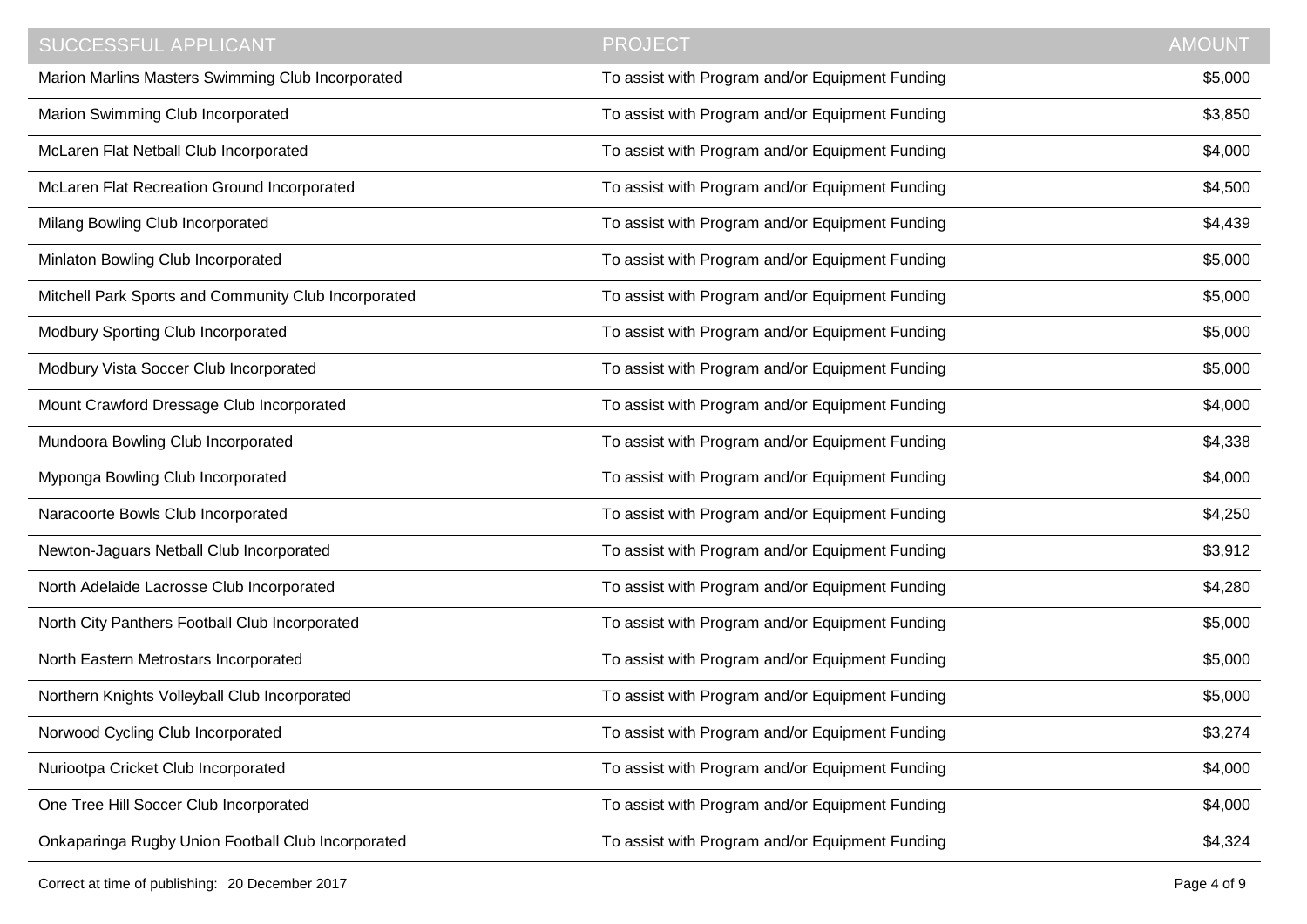| SUCCESSFUL APPLICANT | PROJECT | AMOUNT |
|---|---|---|
| Marion Marlins Masters Swimming Club Incorporated | To assist with Program and/or Equipment Funding | $5,000 |
| Marion Swimming Club Incorporated | To assist with Program and/or Equipment Funding | $3,850 |
| McLaren Flat Netball Club Incorporated | To assist with Program and/or Equipment Funding | $4,000 |
| McLaren Flat Recreation Ground Incorporated | To assist with Program and/or Equipment Funding | $4,500 |
| Milang Bowling Club Incorporated | To assist with Program and/or Equipment Funding | $4,439 |
| Minlaton Bowling Club Incorporated | To assist with Program and/or Equipment Funding | $5,000 |
| Mitchell Park Sports and Community Club Incorporated | To assist with Program and/or Equipment Funding | $5,000 |
| Modbury Sporting Club Incorporated | To assist with Program and/or Equipment Funding | $5,000 |
| Modbury Vista Soccer Club Incorporated | To assist with Program and/or Equipment Funding | $5,000 |
| Mount Crawford Dressage Club Incorporated | To assist with Program and/or Equipment Funding | $4,000 |
| Mundoora Bowling Club Incorporated | To assist with Program and/or Equipment Funding | $4,338 |
| Myponga Bowling Club Incorporated | To assist with Program and/or Equipment Funding | $4,000 |
| Naracoorte Bowls Club Incorporated | To assist with Program and/or Equipment Funding | $4,250 |
| Newton-Jaguars Netball Club Incorporated | To assist with Program and/or Equipment Funding | $3,912 |
| North Adelaide Lacrosse Club Incorporated | To assist with Program and/or Equipment Funding | $4,280 |
| North City Panthers Football Club Incorporated | To assist with Program and/or Equipment Funding | $5,000 |
| North Eastern Metrostars Incorporated | To assist with Program and/or Equipment Funding | $5,000 |
| Northern Knights Volleyball Club Incorporated | To assist with Program and/or Equipment Funding | $5,000 |
| Norwood Cycling Club Incorporated | To assist with Program and/or Equipment Funding | $3,274 |
| Nuriootpa Cricket Club Incorporated | To assist with Program and/or Equipment Funding | $4,000 |
| One Tree Hill Soccer Club Incorporated | To assist with Program and/or Equipment Funding | $4,000 |
| Onkaparinga Rugby Union Football Club Incorporated | To assist with Program and/or Equipment Funding | $4,324 |

Correct at time of publishing: 20 December 2017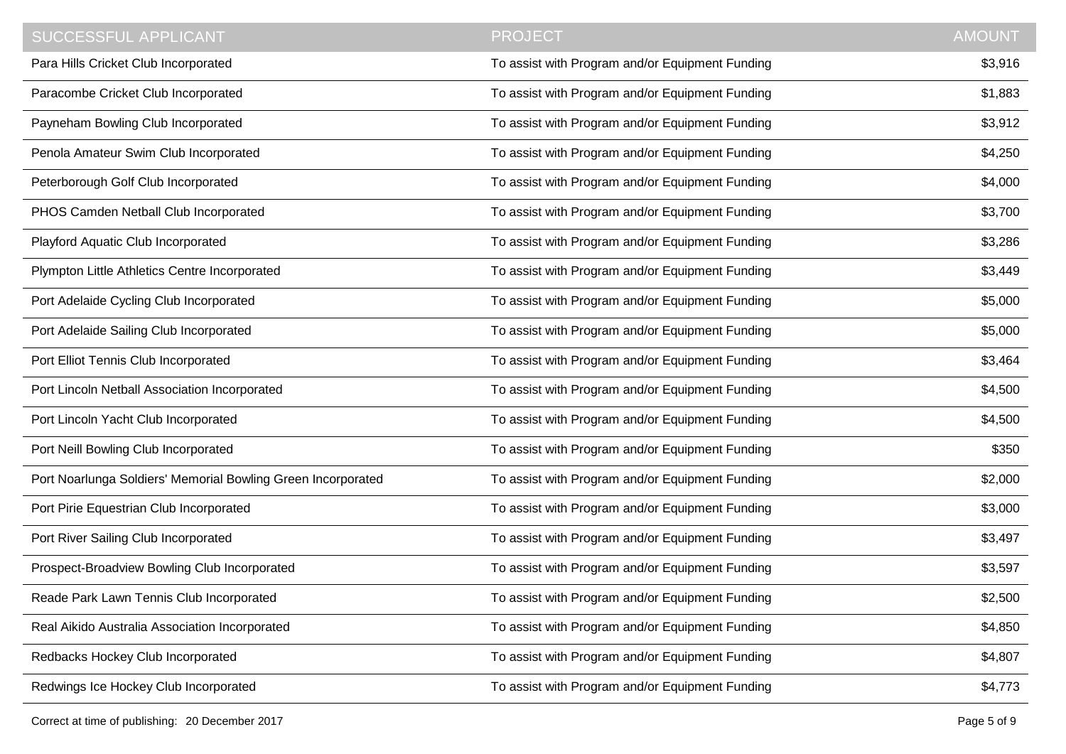| SUCCESSFUL APPLICANT | PROJECT | AMOUNT |
|---|---|---|
| Para Hills Cricket Club Incorporated | To assist with Program and/or Equipment Funding | $3,916 |
| Paracombe Cricket Club Incorporated | To assist with Program and/or Equipment Funding | $1,883 |
| Payneham Bowling Club Incorporated | To assist with Program and/or Equipment Funding | $3,912 |
| Penola Amateur Swim Club Incorporated | To assist with Program and/or Equipment Funding | $4,250 |
| Peterborough Golf Club Incorporated | To assist with Program and/or Equipment Funding | $4,000 |
| PHOS Camden Netball Club Incorporated | To assist with Program and/or Equipment Funding | $3,700 |
| Playford Aquatic Club Incorporated | To assist with Program and/or Equipment Funding | $3,286 |
| Plympton Little Athletics Centre Incorporated | To assist with Program and/or Equipment Funding | $3,449 |
| Port Adelaide Cycling Club Incorporated | To assist with Program and/or Equipment Funding | $5,000 |
| Port Adelaide Sailing Club Incorporated | To assist with Program and/or Equipment Funding | $5,000 |
| Port Elliot Tennis Club Incorporated | To assist with Program and/or Equipment Funding | $3,464 |
| Port Lincoln Netball Association Incorporated | To assist with Program and/or Equipment Funding | $4,500 |
| Port Lincoln Yacht Club Incorporated | To assist with Program and/or Equipment Funding | $4,500 |
| Port Neill Bowling Club Incorporated | To assist with Program and/or Equipment Funding | $350 |
| Port Noarlunga Soldiers' Memorial Bowling Green Incorporated | To assist with Program and/or Equipment Funding | $2,000 |
| Port Pirie Equestrian Club Incorporated | To assist with Program and/or Equipment Funding | $3,000 |
| Port River Sailing Club Incorporated | To assist with Program and/or Equipment Funding | $3,497 |
| Prospect-Broadview Bowling Club Incorporated | To assist with Program and/or Equipment Funding | $3,597 |
| Reade Park Lawn Tennis Club Incorporated | To assist with Program and/or Equipment Funding | $2,500 |
| Real Aikido Australia Association Incorporated | To assist with Program and/or Equipment Funding | $4,850 |
| Redbacks Hockey Club Incorporated | To assist with Program and/or Equipment Funding | $4,807 |
| Redwings Ice Hockey Club Incorporated | To assist with Program and/or Equipment Funding | $4,773 |

Correct at time of publishing: 20 December 2017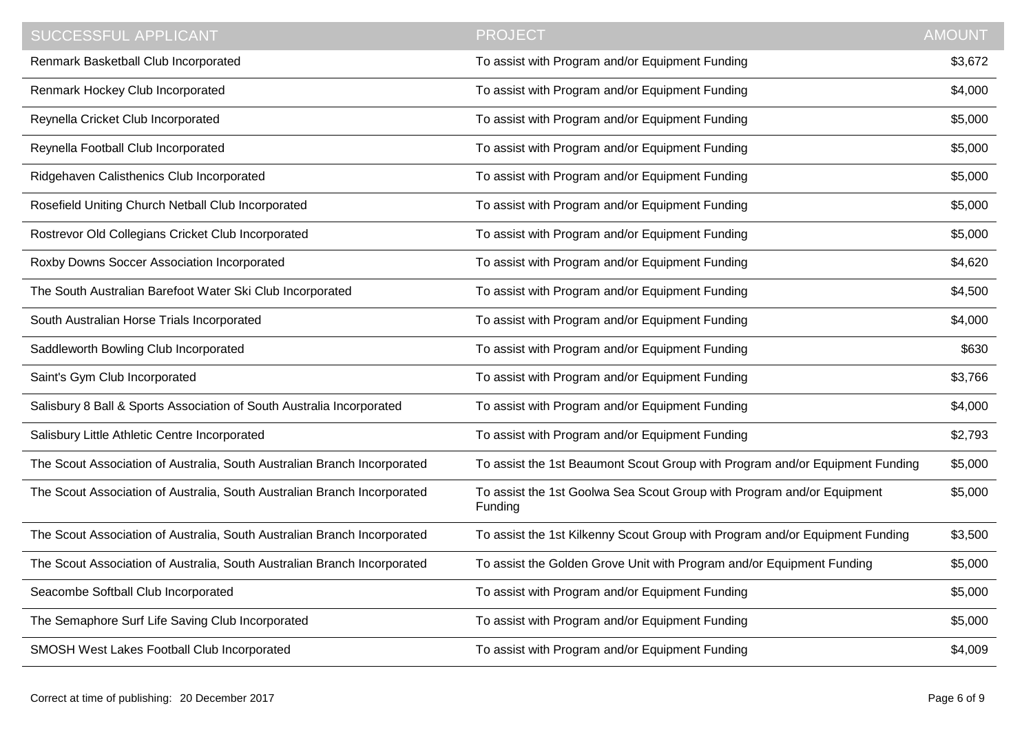| SUCCESSFUL APPLICANT | PROJECT | AMOUNT |
|---|---|---|
| Renmark Basketball Club Incorporated | To assist with Program and/or Equipment Funding | $3,672 |
| Renmark Hockey Club Incorporated | To assist with Program and/or Equipment Funding | $4,000 |
| Reynella Cricket Club Incorporated | To assist with Program and/or Equipment Funding | $5,000 |
| Reynella Football Club Incorporated | To assist with Program and/or Equipment Funding | $5,000 |
| Ridgehaven Calisthenics Club Incorporated | To assist with Program and/or Equipment Funding | $5,000 |
| Rosefield Uniting Church Netball Club Incorporated | To assist with Program and/or Equipment Funding | $5,000 |
| Rostrevor Old Collegians Cricket Club Incorporated | To assist with Program and/or Equipment Funding | $5,000 |
| Roxby Downs Soccer Association Incorporated | To assist with Program and/or Equipment Funding | $4,620 |
| The South Australian Barefoot Water Ski Club Incorporated | To assist with Program and/or Equipment Funding | $4,500 |
| South Australian Horse Trials Incorporated | To assist with Program and/or Equipment Funding | $4,000 |
| Saddleworth Bowling Club Incorporated | To assist with Program and/or Equipment Funding | $630 |
| Saint's Gym Club Incorporated | To assist with Program and/or Equipment Funding | $3,766 |
| Salisbury 8 Ball & Sports Association of South Australia Incorporated | To assist with Program and/or Equipment Funding | $4,000 |
| Salisbury Little Athletic Centre Incorporated | To assist with Program and/or Equipment Funding | $2,793 |
| The Scout Association of Australia, South Australian Branch Incorporated | To assist the 1st Beaumont Scout Group with Program and/or Equipment Funding | $5,000 |
| The Scout Association of Australia, South Australian Branch Incorporated | To assist the 1st Goolwa Sea Scout Group with Program and/or Equipment Funding | $5,000 |
| The Scout Association of Australia, South Australian Branch Incorporated | To assist the 1st Kilkenny Scout Group with Program and/or Equipment Funding | $3,500 |
| The Scout Association of Australia, South Australian Branch Incorporated | To assist the Golden Grove Unit with Program and/or Equipment Funding | $5,000 |
| Seacombe Softball Club Incorporated | To assist with Program and/or Equipment Funding | $5,000 |
| The Semaphore Surf Life Saving Club Incorporated | To assist with Program and/or Equipment Funding | $5,000 |
| SMOSH West Lakes Football Club Incorporated | To assist with Program and/or Equipment Funding | $4,009 |

Correct at time of publishing: 20 December 2017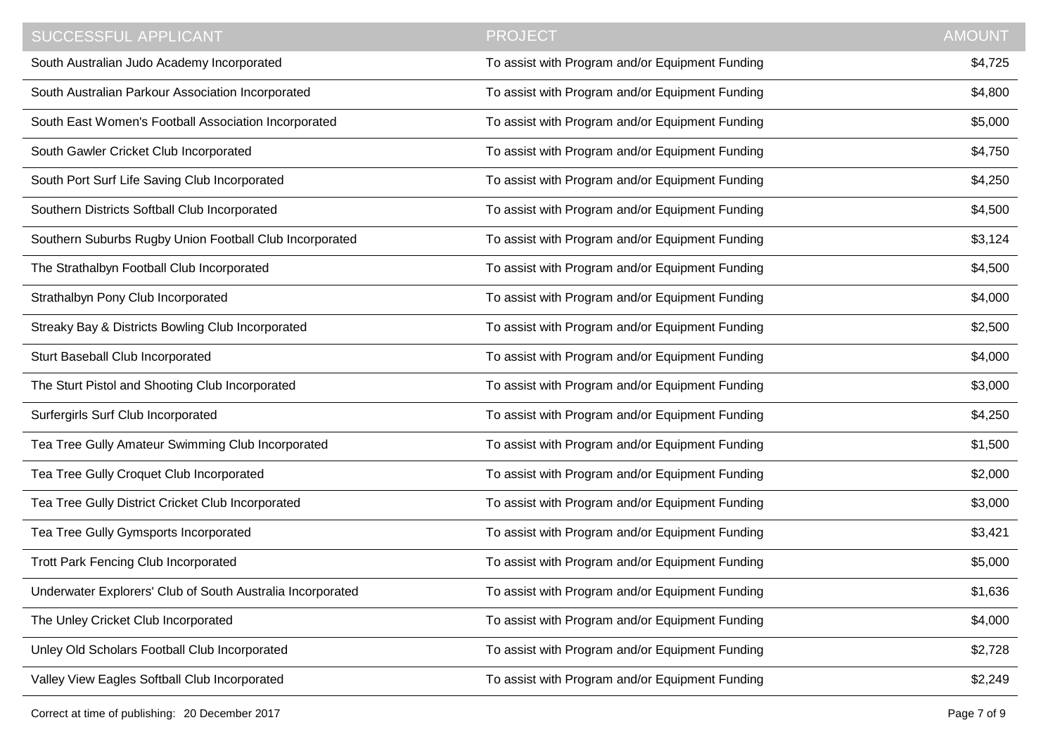| SUCCESSFUL APPLICANT | PROJECT | AMOUNT |
| --- | --- | --- |
| South Australian Judo Academy Incorporated | To assist with Program and/or Equipment Funding | $4,725 |
| South Australian Parkour Association Incorporated | To assist with Program and/or Equipment Funding | $4,800 |
| South East Women's Football Association Incorporated | To assist with Program and/or Equipment Funding | $5,000 |
| South Gawler Cricket Club Incorporated | To assist with Program and/or Equipment Funding | $4,750 |
| South Port Surf Life Saving Club Incorporated | To assist with Program and/or Equipment Funding | $4,250 |
| Southern Districts Softball Club Incorporated | To assist with Program and/or Equipment Funding | $4,500 |
| Southern Suburbs Rugby Union Football Club Incorporated | To assist with Program and/or Equipment Funding | $3,124 |
| The Strathalbyn Football Club Incorporated | To assist with Program and/or Equipment Funding | $4,500 |
| Strathalbyn Pony Club Incorporated | To assist with Program and/or Equipment Funding | $4,000 |
| Streaky Bay & Districts Bowling Club Incorporated | To assist with Program and/or Equipment Funding | $2,500 |
| Sturt Baseball Club Incorporated | To assist with Program and/or Equipment Funding | $4,000 |
| The Sturt Pistol and Shooting Club Incorporated | To assist with Program and/or Equipment Funding | $3,000 |
| Surfergirls Surf Club Incorporated | To assist with Program and/or Equipment Funding | $4,250 |
| Tea Tree Gully Amateur Swimming Club Incorporated | To assist with Program and/or Equipment Funding | $1,500 |
| Tea Tree Gully Croquet Club Incorporated | To assist with Program and/or Equipment Funding | $2,000 |
| Tea Tree Gully District Cricket Club Incorporated | To assist with Program and/or Equipment Funding | $3,000 |
| Tea Tree Gully Gymsports Incorporated | To assist with Program and/or Equipment Funding | $3,421 |
| Trott Park Fencing Club Incorporated | To assist with Program and/or Equipment Funding | $5,000 |
| Underwater Explorers' Club of South Australia Incorporated | To assist with Program and/or Equipment Funding | $1,636 |
| The Unley Cricket Club Incorporated | To assist with Program and/or Equipment Funding | $4,000 |
| Unley Old Scholars Football Club Incorporated | To assist with Program and/or Equipment Funding | $2,728 |
| Valley View Eagles Softball Club Incorporated | To assist with Program and/or Equipment Funding | $2,249 |

Correct at time of publishing: 20 December 2017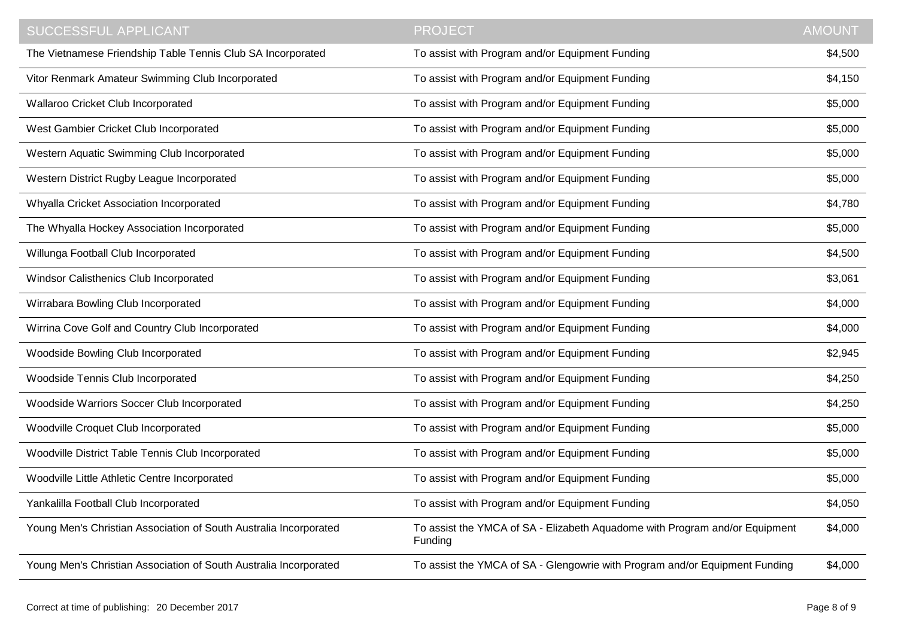| SUCCESSFUL APPLICANT | PROJECT | AMOUNT |
|---|---|---|
| The Vietnamese Friendship Table Tennis Club SA Incorporated | To assist with Program and/or Equipment Funding | $4,500 |
| Vitor Renmark Amateur Swimming Club Incorporated | To assist with Program and/or Equipment Funding | $4,150 |
| Wallaroo Cricket Club Incorporated | To assist with Program and/or Equipment Funding | $5,000 |
| West Gambier Cricket Club Incorporated | To assist with Program and/or Equipment Funding | $5,000 |
| Western Aquatic Swimming Club Incorporated | To assist with Program and/or Equipment Funding | $5,000 |
| Western District Rugby League Incorporated | To assist with Program and/or Equipment Funding | $5,000 |
| Whyalla Cricket Association Incorporated | To assist with Program and/or Equipment Funding | $4,780 |
| The Whyalla Hockey Association Incorporated | To assist with Program and/or Equipment Funding | $5,000 |
| Willunga Football Club Incorporated | To assist with Program and/or Equipment Funding | $4,500 |
| Windsor Calisthenics Club Incorporated | To assist with Program and/or Equipment Funding | $3,061 |
| Wirrabara Bowling Club Incorporated | To assist with Program and/or Equipment Funding | $4,000 |
| Wirrina Cove Golf and Country Club Incorporated | To assist with Program and/or Equipment Funding | $4,000 |
| Woodside Bowling Club Incorporated | To assist with Program and/or Equipment Funding | $2,945 |
| Woodside Tennis Club Incorporated | To assist with Program and/or Equipment Funding | $4,250 |
| Woodside Warriors Soccer Club Incorporated | To assist with Program and/or Equipment Funding | $4,250 |
| Woodville Croquet Club Incorporated | To assist with Program and/or Equipment Funding | $5,000 |
| Woodville District Table Tennis Club Incorporated | To assist with Program and/or Equipment Funding | $5,000 |
| Woodville Little Athletic Centre Incorporated | To assist with Program and/or Equipment Funding | $5,000 |
| Yankalilla Football Club Incorporated | To assist with Program and/or Equipment Funding | $4,050 |
| Young Men's Christian Association of South Australia Incorporated | To assist the YMCA of SA - Elizabeth Aquadome with Program and/or Equipment Funding | $4,000 |
| Young Men's Christian Association of South Australia Incorporated | To assist the YMCA of SA - Glengowrie with Program and/or Equipment Funding | $4,000 |

Correct at time of publishing: 20 December 2017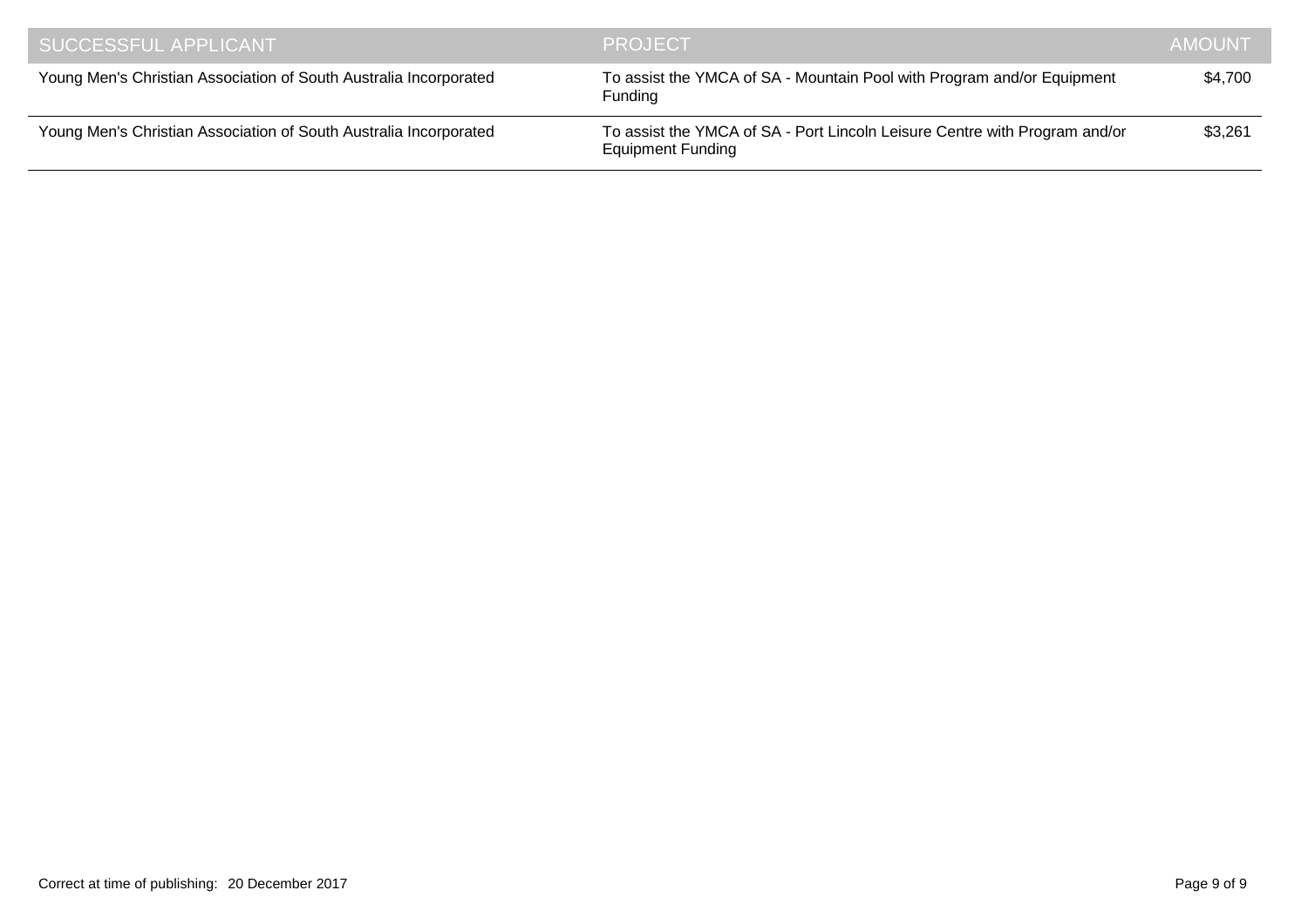| SUCCESSFUL APPLICANT | PROJECT | AMOUNT |
|---|---|---|
| Young Men's Christian Association of South Australia Incorporated | To assist the YMCA of SA - Mountain Pool with Program and/or Equipment Funding | $4,700 |
| Young Men's Christian Association of South Australia Incorporated | To assist the YMCA of SA - Port Lincoln Leisure Centre with Program and/or Equipment Funding | $3,261 |

Correct at time of publishing: 20 December 2017